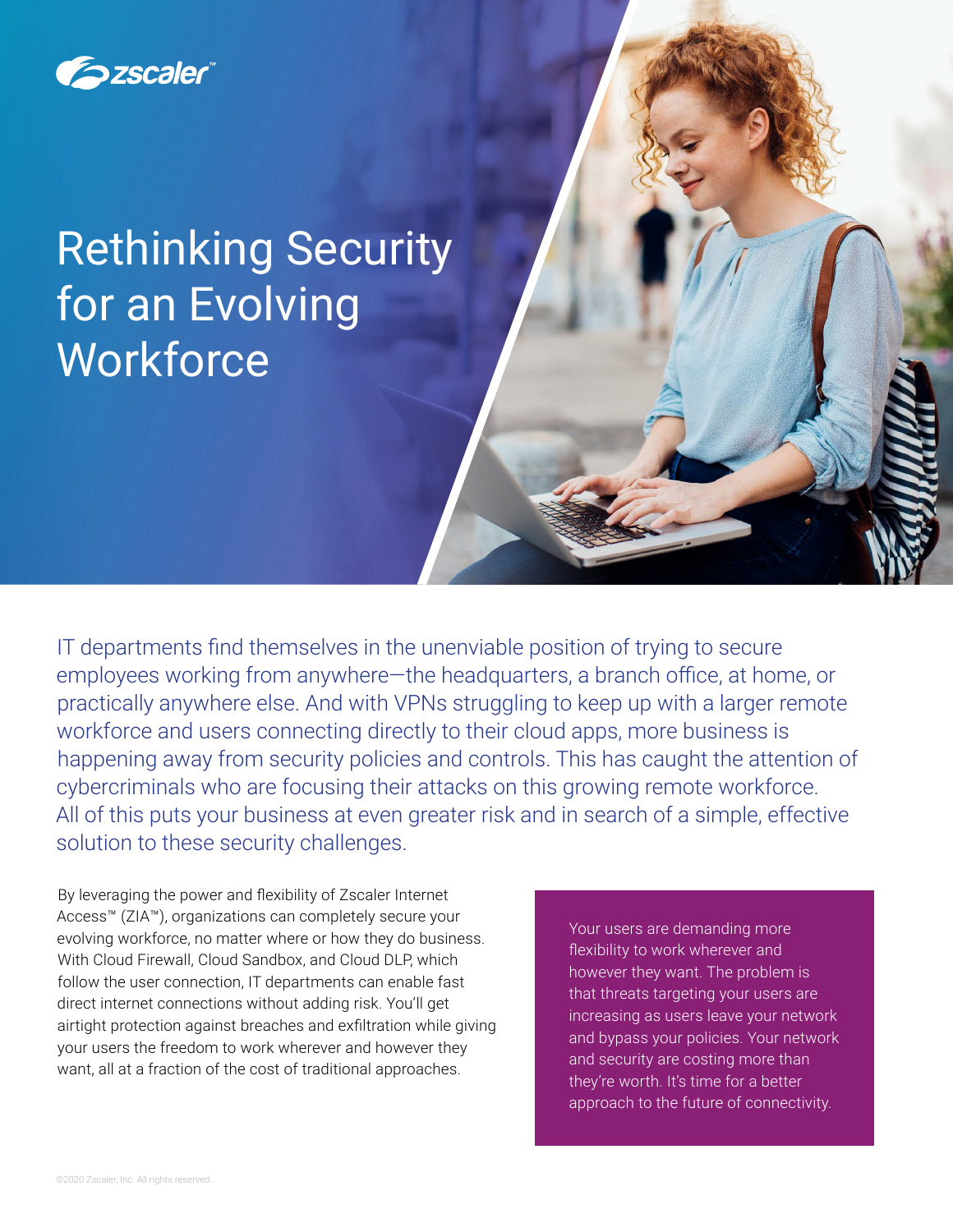zscaler™

# Rethinking Security for an Evolving Workforce

IT departments find themselves in the unenviable position of trying to secure employees working from anywhere—the headquarters, a branch office, at home, or practically anywhere else. And with VPNs struggling to keep up with a larger remote workforce and users connecting directly to their cloud apps, more business is happening away from security policies and controls. This has caught the attention of cybercriminals who are focusing their attacks on this growing remote workforce. All of this puts your business at even greater risk and in search of a simple, effective solution to these security challenges.

By leveraging the power and flexibility of Zscaler Internet Access™ (ZIA™), organizations can completely secure your evolving workforce, no matter where or how they do business. With Cloud Firewall, Cloud Sandbox, and Cloud DLP, which follow the user connection, IT departments can enable fast direct internet connections without adding risk. You'll get airtight protection against breaches and exfiltration while giving your users the freedom to work wherever and however they want, all at a fraction of the cost of traditional approaches.

> Your users are demanding more flexibility to work wherever and however they want. The problem is that threats targeting your users are increasing as users leave your network and bypass your policies. Your network and security are costing more than they're worth. It's time for a better approach to the future of connectivity.

©2020 Zscaler, Inc. All rights reserved.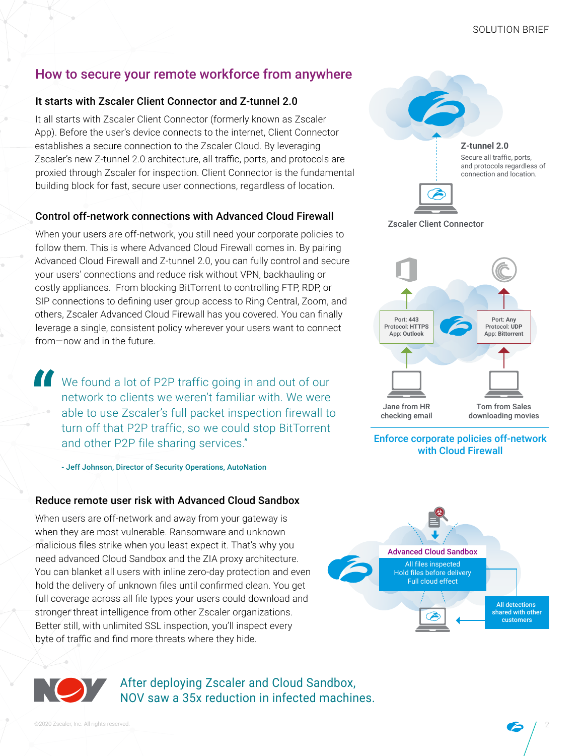## How to secure your remote workforce from anywhere

### It starts with Zscaler Client Connector and Z-tunnel 2.0

It all starts with Zscaler Client Connector (formerly known as Zscaler App). Before the user's device connects to the internet, Client Connector establishes a secure connection to the Zscaler Cloud. By leveraging Zscaler's new Z-tunnel 2.0 architecture, all traffic, ports, and protocols are proxied through Zscaler for inspection. Client Connector is the fundamental building block for fast, secure user connections, regardless of location.

**Z-tunnel 2.0**

Secure all traffic, ports, and protocols regardless of connection and location.

Zscaler Client Connector

### Control off-network connections with Advanced Cloud Firewall

When your users are off-network, you still need your corporate policies to follow them. This is where Advanced Cloud Firewall comes in. By pairing Advanced Cloud Firewall and Z-tunnel 2.0, you can fully control and secure your users' connections and reduce risk without VPN, backhauling or costly appliances. From blocking BitTorrent to controlling FTP, RDP, or SIP connections to defining user group access to Ring Central, Zoom, and others, Zscaler Advanced Cloud Firewall has you covered. You can finally leverage a single, consistent policy wherever your users want to connect from—now and in the future.

> "We found a lot of P2P traffic going in and out of our network to clients we weren't familiar with. We were able to use Zscaler's full packet inspection firewall to turn off that P2P traffic, so we could stop BitTorrent and other P2P file sharing services."
>
> **- Jeff Johnson, Director of Security Operations, AutoNation**

Port: **443**
Protocol: **HTTPS**
App: **Outlook**

Port: **Any**
Protocol: **UDP**
App: **Bittorrent**

Jane from HR checking email

Tom from Sales downloading movies

**Enforce corporate policies off-network with Cloud Firewall**

### Reduce remote user risk with Advanced Cloud Sandbox

When users are off-network and away from your gateway is when they are most vulnerable. Ransomware and unknown malicious files strike when you least expect it. That's why you need advanced Cloud Sandbox and the ZIA proxy architecture. You can blanket all users with inline zero-day protection and even hold the delivery of unknown files until confirmed clean. You get full coverage across all file types your users could download and stronger threat intelligence from other Zscaler organizations. Better still, with unlimited SSL inspection, you'll inspect every byte of traffic and find more threats where they hide.

**Advanced Cloud Sandbox**

All files inspected
Hold files before delivery
Full cloud effect

All detections shared with other customers

**After deploying Zscaler and Cloud Sandbox, NOV saw a 35x reduction in infected machines.**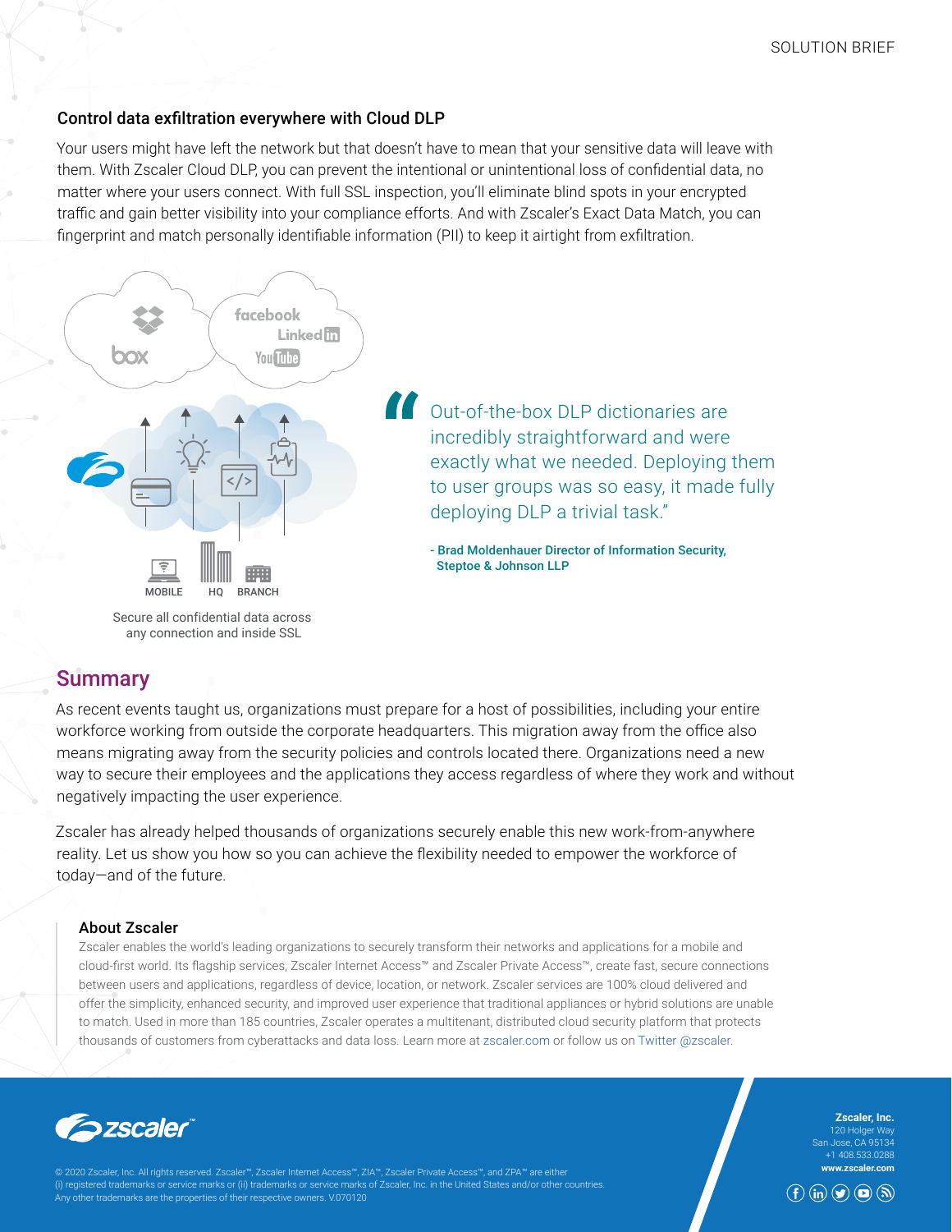## Control data exfiltration everywhere with Cloud DLP

Your users might have left the network but that doesn't have to mean that your sensitive data will leave with them. With Zscaler Cloud DLP, you can prevent the intentional or unintentional loss of confidential data, no matter where your users connect. With full SSL inspection, you'll eliminate blind spots in your encrypted traffic and gain better visibility into your compliance efforts. And with Zscaler's Exact Data Match, you can fingerprint and match personally identifiable information (PII) to keep it airtight from exfiltration.

MOBILE HQ BRANCH

Secure all confidential data across any connection and inside SSL

> "Out-of-the-box DLP dictionaries are incredibly straightforward and were exactly what we needed. Deploying them to user groups was so easy, it made fully deploying DLP a trivial task."
>
> **- Brad Moldenhauer Director of Information Security, Steptoe & Johnson LLP**

## Summary

As recent events taught us, organizations must prepare for a host of possibilities, including your entire workforce working from outside the corporate headquarters. This migration away from the office also means migrating away from the security policies and controls located there. Organizations need a new way to secure their employees and the applications they access regardless of where they work and without negatively impacting the user experience.

Zscaler has already helped thousands of organizations securely enable this new work-from-anywhere reality. Let us show you how so you can achieve the flexibility needed to empower the workforce of today—and of the future.

### About Zscaler

Zscaler enables the world's leading organizations to securely transform their networks and applications for a mobile and cloud-first world. Its flagship services, Zscaler Internet Access™ and Zscaler Private Access™, create fast, secure connections between users and applications, regardless of device, location, or network. Zscaler services are 100% cloud delivered and offer the simplicity, enhanced security, and improved user experience that traditional appliances or hybrid solutions are unable to match. Used in more than 185 countries, Zscaler operates a multitenant, distributed cloud security platform that protects thousands of customers from cyberattacks and data loss. Learn more at zscaler.com or follow us on Twitter @zscaler.

© 2020 Zscaler, Inc. All rights reserved. Zscaler™, Zscaler Internet Access™, ZIA™, Zscaler Private Access™, and ZPA™ are either (i) registered trademarks or service marks or (ii) trademarks or service marks of Zscaler, Inc. in the United States and/or other countries. Any other trademarks are the properties of their respective owners. V.070120

**Zscaler, Inc.**
120 Holger Way
San Jose, CA 95134
+1 408.533.0288
**www.zscaler.com**